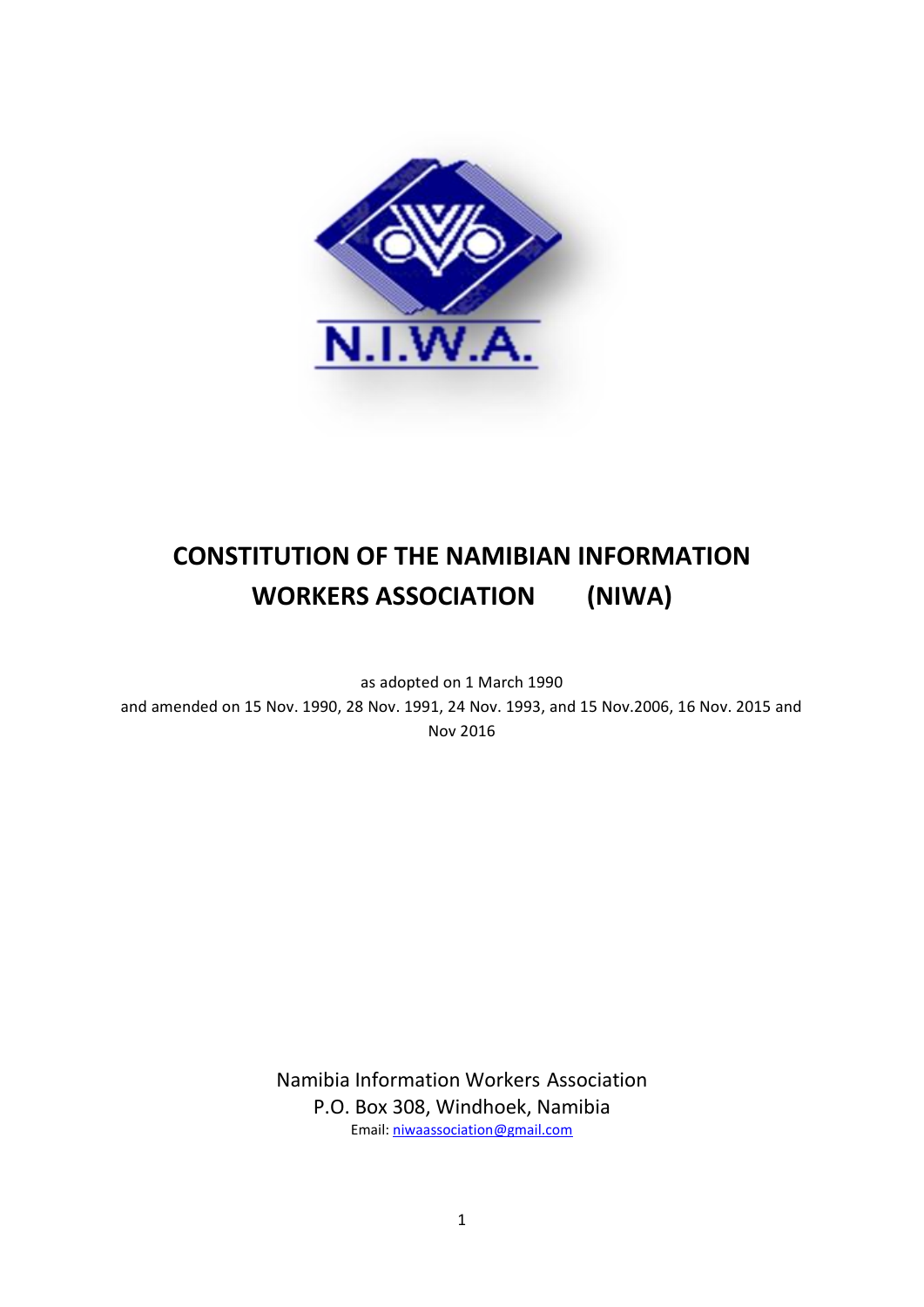N.I.W.A.

# CONSTITUTION OF THE NAMIBIAN INFORMATION WORKERS ASSOCIATION (NIWA)

as adopted on 1 March 1990
and amended on 15 Nov. 1990, 28 Nov. 1991, 24 Nov. 1993, and 15 Nov.2006, 16 Nov. 2015 and Nov 2016

Namibia Information Workers Association
P.O. Box 308, Windhoek, Namibia
Email: niwaassociation@gmail.com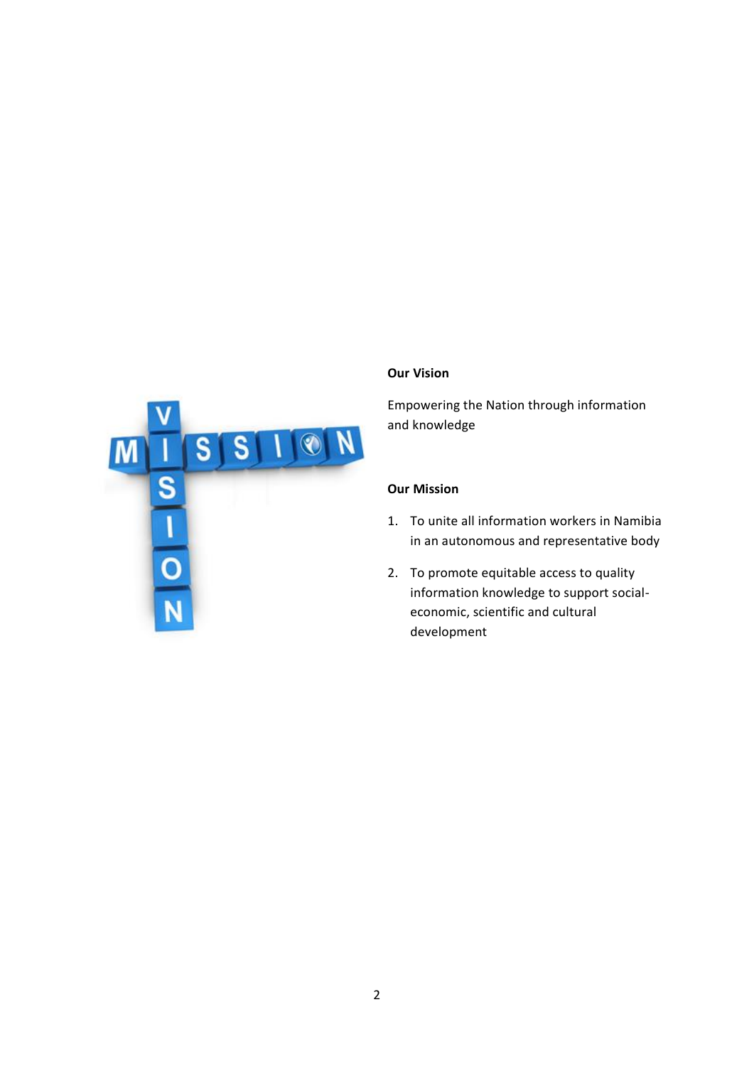**Our Vision**

Empowering the Nation through information and knowledge

**Our Mission**

1. To unite all information workers in Namibia in an autonomous and representative body
2. To promote equitable access to quality information knowledge to support social-economic, scientific and cultural development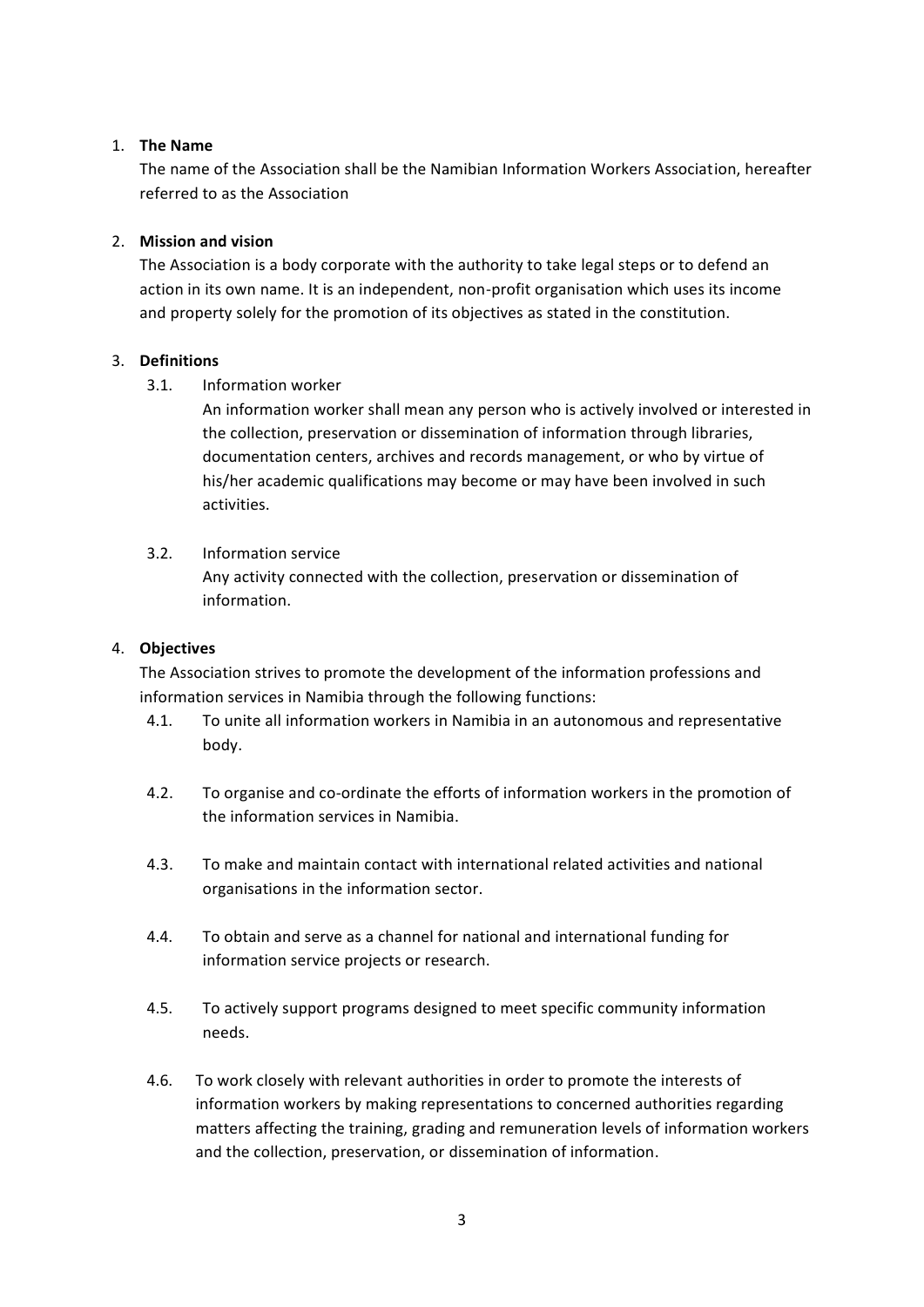1. **The Name**

   The name of the Association shall be the Namibian Information Workers Association, hereafter referred to as the Association

2. **Mission and vision**

   The Association is a body corporate with the authority to take legal steps or to defend an action in its own name. It is an independent, non-profit organisation which uses its income and property solely for the promotion of its objectives as stated in the constitution.

3. **Definitions**

   3.1. Information worker

   An information worker shall mean any person who is actively involved or interested in the collection, preservation or dissemination of information through libraries, documentation centers, archives and records management, or who by virtue of his/her academic qualifications may become or may have been involved in such activities.

   3.2. Information service

   Any activity connected with the collection, preservation or dissemination of information.

4. **Objectives**

   The Association strives to promote the development of the information professions and information services in Namibia through the following functions:

   4.1. To unite all information workers in Namibia in an autonomous and representative body.

   4.2. To organise and co-ordinate the efforts of information workers in the promotion of the information services in Namibia.

   4.3. To make and maintain contact with international related activities and national organisations in the information sector.

   4.4. To obtain and serve as a channel for national and international funding for information service projects or research.

   4.5. To actively support programs designed to meet specific community information needs.

   4.6. To work closely with relevant authorities in order to promote the interests of information workers by making representations to concerned authorities regarding matters affecting the training, grading and remuneration levels of information workers and the collection, preservation, or dissemination of information.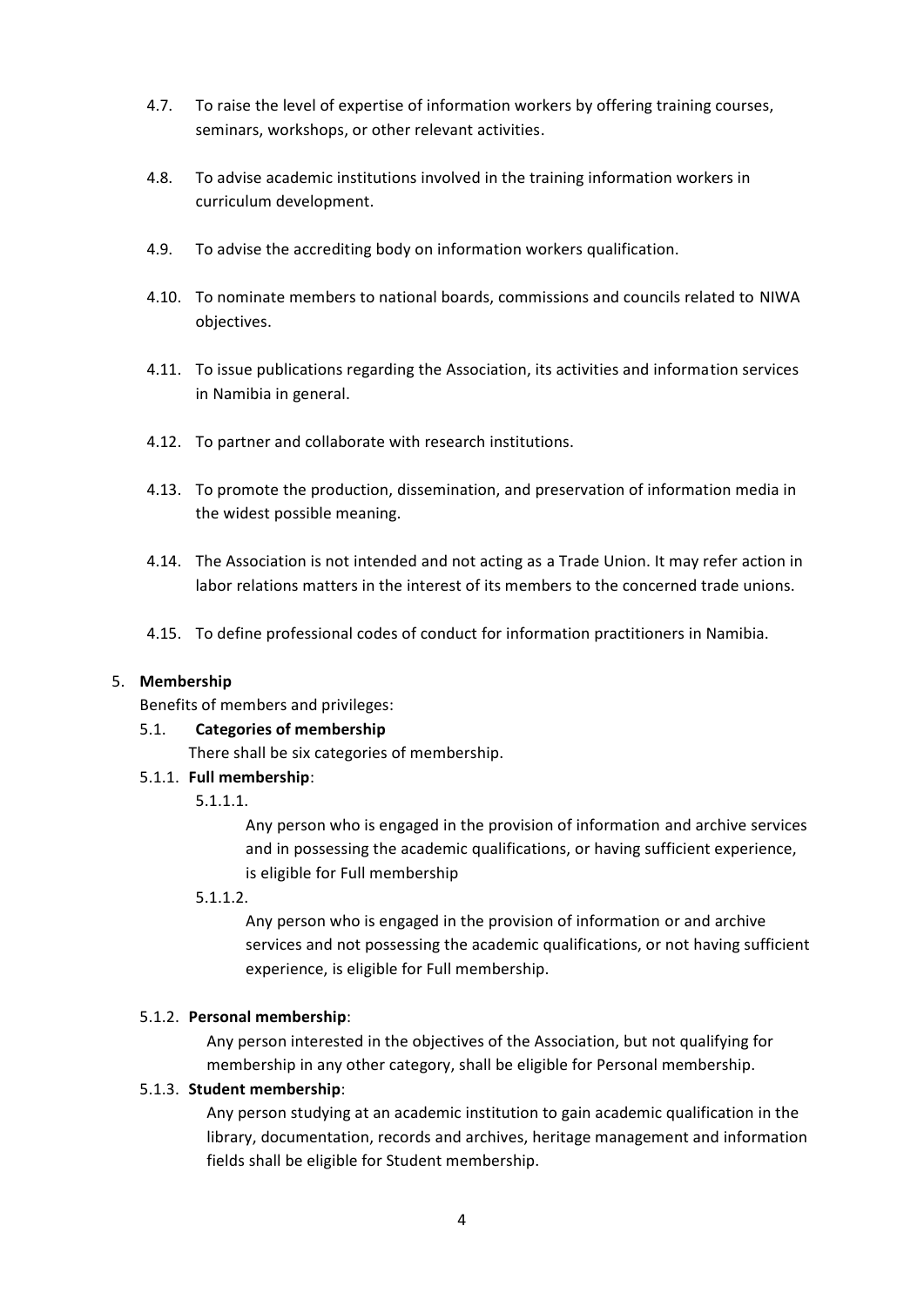4.7. To raise the level of expertise of information workers by offering training courses, seminars, workshops, or other relevant activities.

4.8. To advise academic institutions involved in the training information workers in curriculum development.

4.9. To advise the accrediting body on information workers qualification.

4.10. To nominate members to national boards, commissions and councils related to NIWA objectives.

4.11. To issue publications regarding the Association, its activities and information services in Namibia in general.

4.12. To partner and collaborate with research institutions.

4.13. To promote the production, dissemination, and preservation of information media in the widest possible meaning.

4.14. The Association is not intended and not acting as a Trade Union. It may refer action in labor relations matters in the interest of its members to the concerned trade unions.

4.15. To define professional codes of conduct for information practitioners in Namibia.

5. **Membership**

Benefits of members and privileges:

5.1. **Categories of membership**

There shall be six categories of membership.

5.1.1. **Full membership**:

5.1.1.1.

Any person who is engaged in the provision of information and archive services and in possessing the academic qualifications, or having sufficient experience, is eligible for Full membership

5.1.1.2.

Any person who is engaged in the provision of information or and archive services and not possessing the academic qualifications, or not having sufficient experience, is eligible for Full membership.

5.1.2. **Personal membership**:

Any person interested in the objectives of the Association, but not qualifying for membership in any other category, shall be eligible for Personal membership.

5.1.3. **Student membership**:

Any person studying at an academic institution to gain academic qualification in the library, documentation, records and archives, heritage management and information fields shall be eligible for Student membership.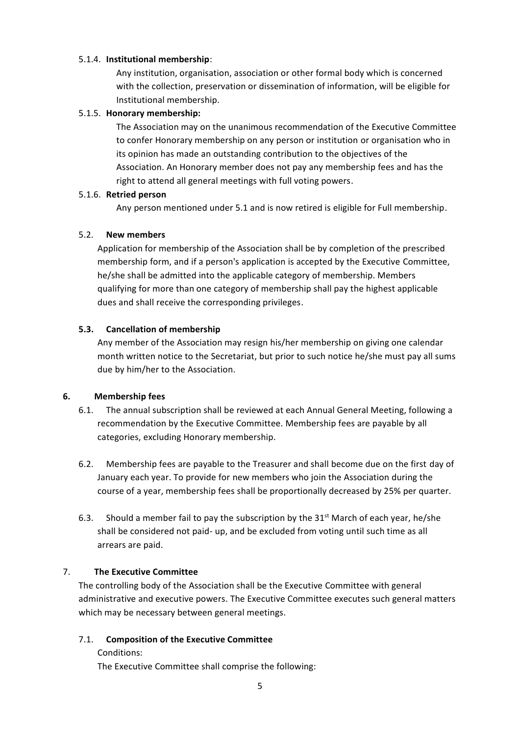5.1.4. **Institutional membership**:

Any institution, organisation, association or other formal body which is concerned with the collection, preservation or dissemination of information, will be eligible for Institutional membership.

5.1.5. **Honorary membership:**

The Association may on the unanimous recommendation of the Executive Committee to confer Honorary membership on any person or institution or organisation who in its opinion has made an outstanding contribution to the objectives of the Association. An Honorary member does not pay any membership fees and has the right to attend all general meetings with full voting powers.

5.1.6. **Retried person**

Any person mentioned under 5.1 and is now retired is eligible for Full membership.

5.2. **New members**

Application for membership of the Association shall be by completion of the prescribed membership form, and if a person's application is accepted by the Executive Committee, he/she shall be admitted into the applicable category of membership. Members qualifying for more than one category of membership shall pay the highest applicable dues and shall receive the corresponding privileges.

**5.3. Cancellation of membership**

Any member of the Association may resign his/her membership on giving one calendar month written notice to the Secretariat, but prior to such notice he/she must pay all sums due by him/her to the Association.

## 6. Membership fees

6.1. The annual subscription shall be reviewed at each Annual General Meeting, following a recommendation by the Executive Committee. Membership fees are payable by all categories, excluding Honorary membership.

6.2. Membership fees are payable to the Treasurer and shall become due on the first day of January each year. To provide for new members who join the Association during the course of a year, membership fees shall be proportionally decreased by 25% per quarter.

6.3. Should a member fail to pay the subscription by the 31st March of each year, he/she shall be considered not paid- up, and be excluded from voting until such time as all arrears are paid.

## 7. The Executive Committee

The controlling body of the Association shall be the Executive Committee with general administrative and executive powers. The Executive Committee executes such general matters which may be necessary between general meetings.

7.1. **Composition of the Executive Committee**

Conditions:

The Executive Committee shall comprise the following: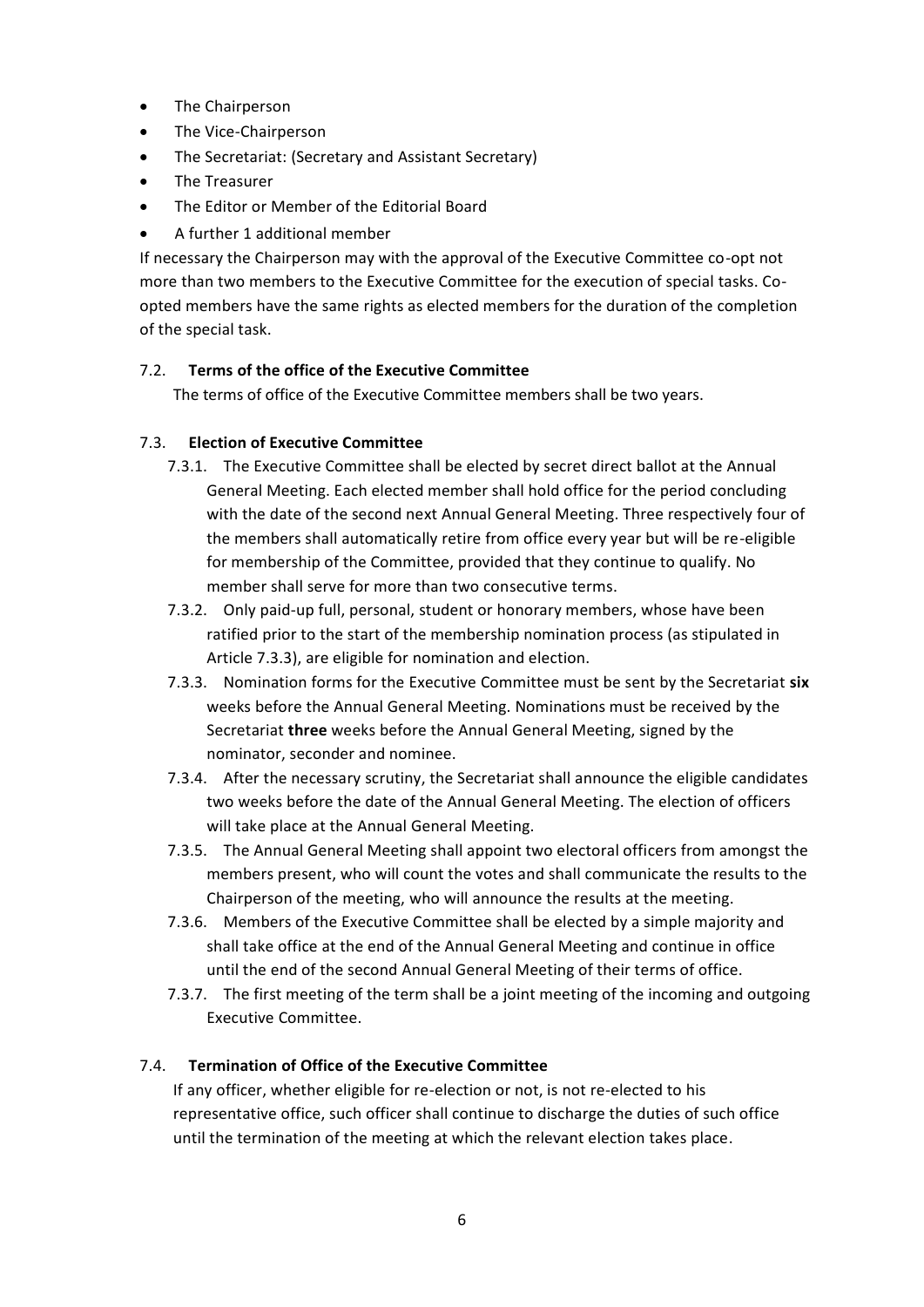- The Chairperson
- The Vice-Chairperson
- The Secretariat: (Secretary and Assistant Secretary)
- The Treasurer
- The Editor or Member of the Editorial Board
- A further 1 additional member

If necessary the Chairperson may with the approval of the Executive Committee co-opt not more than two members to the Executive Committee for the execution of special tasks. Co-opted members have the same rights as elected members for the duration of the completion of the special task.

### 7.2. Terms of the office of the Executive Committee

The terms of office of the Executive Committee members shall be two years.

### 7.3. Election of Executive Committee

7.3.1. The Executive Committee shall be elected by secret direct ballot at the Annual General Meeting. Each elected member shall hold office for the period concluding with the date of the second next Annual General Meeting. Three respectively four of the members shall automatically retire from office every year but will be re-eligible for membership of the Committee, provided that they continue to qualify. No member shall serve for more than two consecutive terms.

7.3.2. Only paid-up full, personal, student or honorary members, whose have been ratified prior to the start of the membership nomination process (as stipulated in Article 7.3.3), are eligible for nomination and election.

7.3.3. Nomination forms for the Executive Committee must be sent by the Secretariat **six** weeks before the Annual General Meeting. Nominations must be received by the Secretariat **three** weeks before the Annual General Meeting, signed by the nominator, seconder and nominee.

7.3.4. After the necessary scrutiny, the Secretariat shall announce the eligible candidates two weeks before the date of the Annual General Meeting. The election of officers will take place at the Annual General Meeting.

7.3.5. The Annual General Meeting shall appoint two electoral officers from amongst the members present, who will count the votes and shall communicate the results to the Chairperson of the meeting, who will announce the results at the meeting.

7.3.6. Members of the Executive Committee shall be elected by a simple majority and shall take office at the end of the Annual General Meeting and continue in office until the end of the second Annual General Meeting of their terms of office.

7.3.7. The first meeting of the term shall be a joint meeting of the incoming and outgoing Executive Committee.

### 7.4. Termination of Office of the Executive Committee

If any officer, whether eligible for re-election or not, is not re-elected to his representative office, such officer shall continue to discharge the duties of such office until the termination of the meeting at which the relevant election takes place.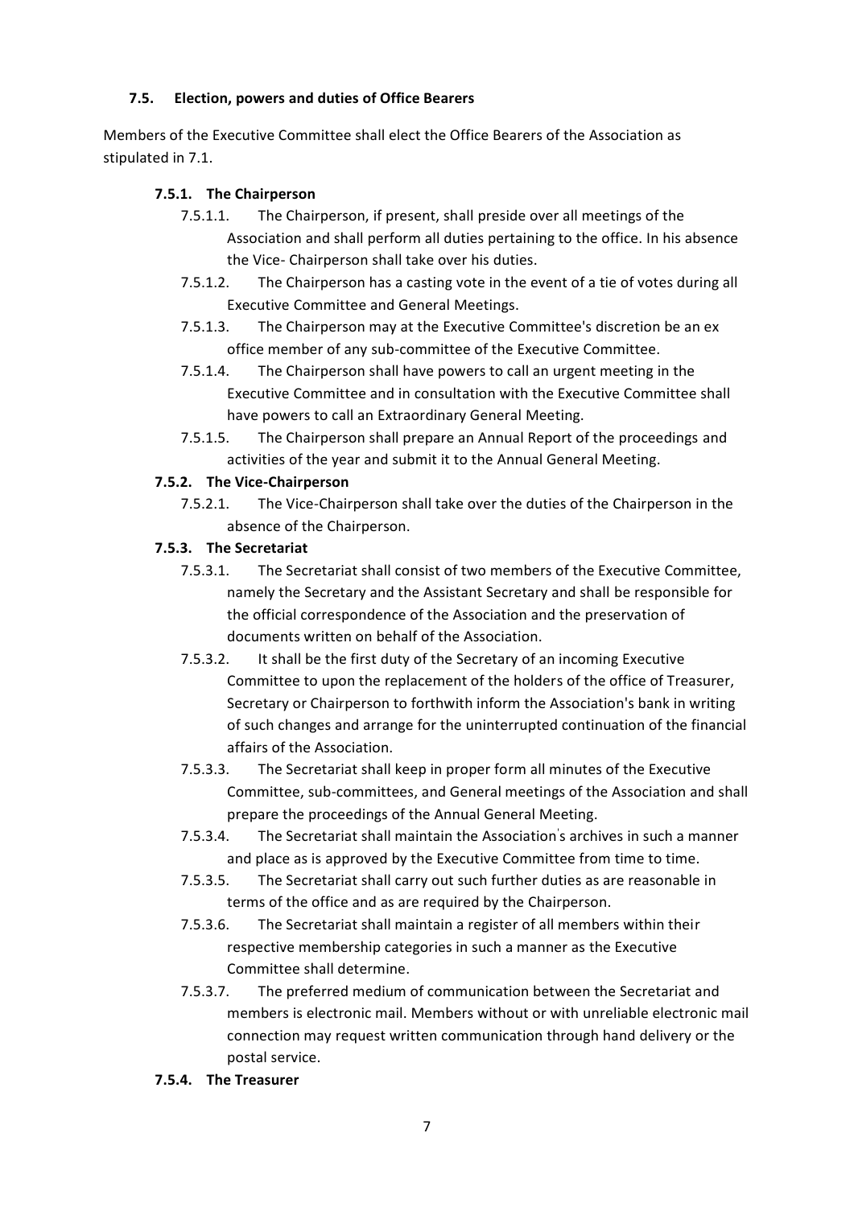### 7.5. Election, powers and duties of Office Bearers

Members of the Executive Committee shall elect the Office Bearers of the Association as stipulated in 7.1.

#### 7.5.1. The Chairperson

- 7.5.1.1. The Chairperson, if present, shall preside over all meetings of the Association and shall perform all duties pertaining to the office. In his absence the Vice- Chairperson shall take over his duties.
- 7.5.1.2. The Chairperson has a casting vote in the event of a tie of votes during all Executive Committee and General Meetings.
- 7.5.1.3. The Chairperson may at the Executive Committee's discretion be an ex office member of any sub-committee of the Executive Committee.
- 7.5.1.4. The Chairperson shall have powers to call an urgent meeting in the Executive Committee and in consultation with the Executive Committee shall have powers to call an Extraordinary General Meeting.
- 7.5.1.5. The Chairperson shall prepare an Annual Report of the proceedings and activities of the year and submit it to the Annual General Meeting.

#### 7.5.2. The Vice-Chairperson

- 7.5.2.1. The Vice-Chairperson shall take over the duties of the Chairperson in the absence of the Chairperson.

#### 7.5.3. The Secretariat

- 7.5.3.1. The Secretariat shall consist of two members of the Executive Committee, namely the Secretary and the Assistant Secretary and shall be responsible for the official correspondence of the Association and the preservation of documents written on behalf of the Association.
- 7.5.3.2. It shall be the first duty of the Secretary of an incoming Executive Committee to upon the replacement of the holders of the office of Treasurer, Secretary or Chairperson to forthwith inform the Association's bank in writing of such changes and arrange for the uninterrupted continuation of the financial affairs of the Association.
- 7.5.3.3. The Secretariat shall keep in proper form all minutes of the Executive Committee, sub-committees, and General meetings of the Association and shall prepare the proceedings of the Annual General Meeting.
- 7.5.3.4. The Secretariat shall maintain the Association's archives in such a manner and place as is approved by the Executive Committee from time to time.
- 7.5.3.5. The Secretariat shall carry out such further duties as are reasonable in terms of the office and as are required by the Chairperson.
- 7.5.3.6. The Secretariat shall maintain a register of all members within their respective membership categories in such a manner as the Executive Committee shall determine.
- 7.5.3.7. The preferred medium of communication between the Secretariat and members is electronic mail. Members without or with unreliable electronic mail connection may request written communication through hand delivery or the postal service.

#### 7.5.4. The Treasurer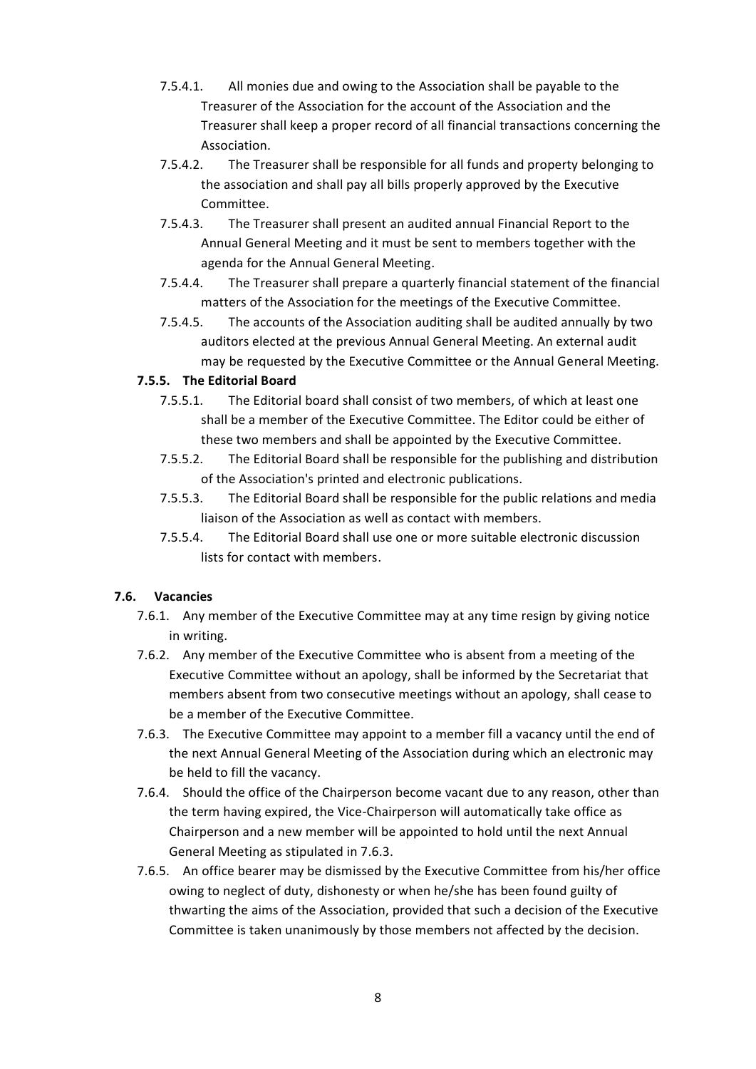7.5.4.1. All monies due and owing to the Association shall be payable to the Treasurer of the Association for the account of the Association and the Treasurer shall keep a proper record of all financial transactions concerning the Association.

7.5.4.2. The Treasurer shall be responsible for all funds and property belonging to the association and shall pay all bills properly approved by the Executive Committee.

7.5.4.3. The Treasurer shall present an audited annual Financial Report to the Annual General Meeting and it must be sent to members together with the agenda for the Annual General Meeting.

7.5.4.4. The Treasurer shall prepare a quarterly financial statement of the financial matters of the Association for the meetings of the Executive Committee.

7.5.4.5. The accounts of the Association auditing shall be audited annually by two auditors elected at the previous Annual General Meeting. An external audit may be requested by the Executive Committee or the Annual General Meeting.

**7.5.5. The Editorial Board**

7.5.5.1. The Editorial board shall consist of two members, of which at least one shall be a member of the Executive Committee. The Editor could be either of these two members and shall be appointed by the Executive Committee.

7.5.5.2. The Editorial Board shall be responsible for the publishing and distribution of the Association's printed and electronic publications.

7.5.5.3. The Editorial Board shall be responsible for the public relations and media liaison of the Association as well as contact with members.

7.5.5.4. The Editorial Board shall use one or more suitable electronic discussion lists for contact with members.

**7.6. Vacancies**

7.6.1. Any member of the Executive Committee may at any time resign by giving notice in writing.

7.6.2. Any member of the Executive Committee who is absent from a meeting of the Executive Committee without an apology, shall be informed by the Secretariat that members absent from two consecutive meetings without an apology, shall cease to be a member of the Executive Committee.

7.6.3. The Executive Committee may appoint to a member fill a vacancy until the end of the next Annual General Meeting of the Association during which an electronic may be held to fill the vacancy.

7.6.4. Should the office of the Chairperson become vacant due to any reason, other than the term having expired, the Vice-Chairperson will automatically take office as Chairperson and a new member will be appointed to hold until the next Annual General Meeting as stipulated in 7.6.3.

7.6.5. An office bearer may be dismissed by the Executive Committee from his/her office owing to neglect of duty, dishonesty or when he/she has been found guilty of thwarting the aims of the Association, provided that such a decision of the Executive Committee is taken unanimously by those members not affected by the decision.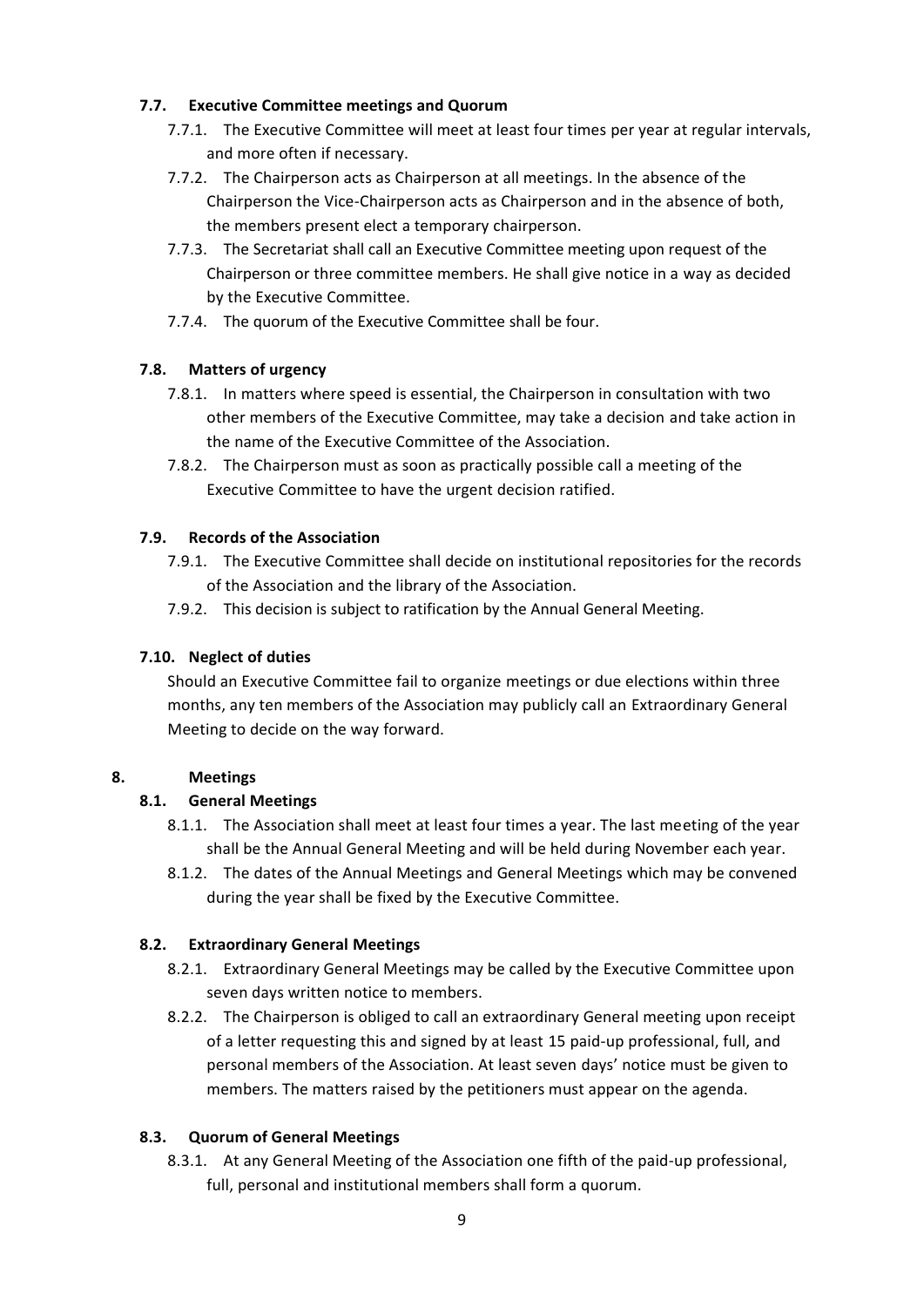### 7.7. Executive Committee meetings and Quorum

- 7.7.1. The Executive Committee will meet at least four times per year at regular intervals, and more often if necessary.
- 7.7.2. The Chairperson acts as Chairperson at all meetings. In the absence of the Chairperson the Vice-Chairperson acts as Chairperson and in the absence of both, the members present elect a temporary chairperson.
- 7.7.3. The Secretariat shall call an Executive Committee meeting upon request of the Chairperson or three committee members. He shall give notice in a way as decided by the Executive Committee.
- 7.7.4. The quorum of the Executive Committee shall be four.

### 7.8. Matters of urgency

- 7.8.1. In matters where speed is essential, the Chairperson in consultation with two other members of the Executive Committee, may take a decision and take action in the name of the Executive Committee of the Association.
- 7.8.2. The Chairperson must as soon as practically possible call a meeting of the Executive Committee to have the urgent decision ratified.

### 7.9. Records of the Association

- 7.9.1. The Executive Committee shall decide on institutional repositories for the records of the Association and the library of the Association.
- 7.9.2. This decision is subject to ratification by the Annual General Meeting.

### 7.10. Neglect of duties

Should an Executive Committee fail to organize meetings or due elections within three months, any ten members of the Association may publicly call an Extraordinary General Meeting to decide on the way forward.

## 8. Meetings

### 8.1. General Meetings

- 8.1.1. The Association shall meet at least four times a year. The last meeting of the year shall be the Annual General Meeting and will be held during November each year.
- 8.1.2. The dates of the Annual Meetings and General Meetings which may be convened during the year shall be fixed by the Executive Committee.

### 8.2. Extraordinary General Meetings

- 8.2.1. Extraordinary General Meetings may be called by the Executive Committee upon seven days written notice to members.
- 8.2.2. The Chairperson is obliged to call an extraordinary General meeting upon receipt of a letter requesting this and signed by at least 15 paid-up professional, full, and personal members of the Association. At least seven days' notice must be given to members. The matters raised by the petitioners must appear on the agenda.

### 8.3. Quorum of General Meetings

- 8.3.1. At any General Meeting of the Association one fifth of the paid-up professional, full, personal and institutional members shall form a quorum.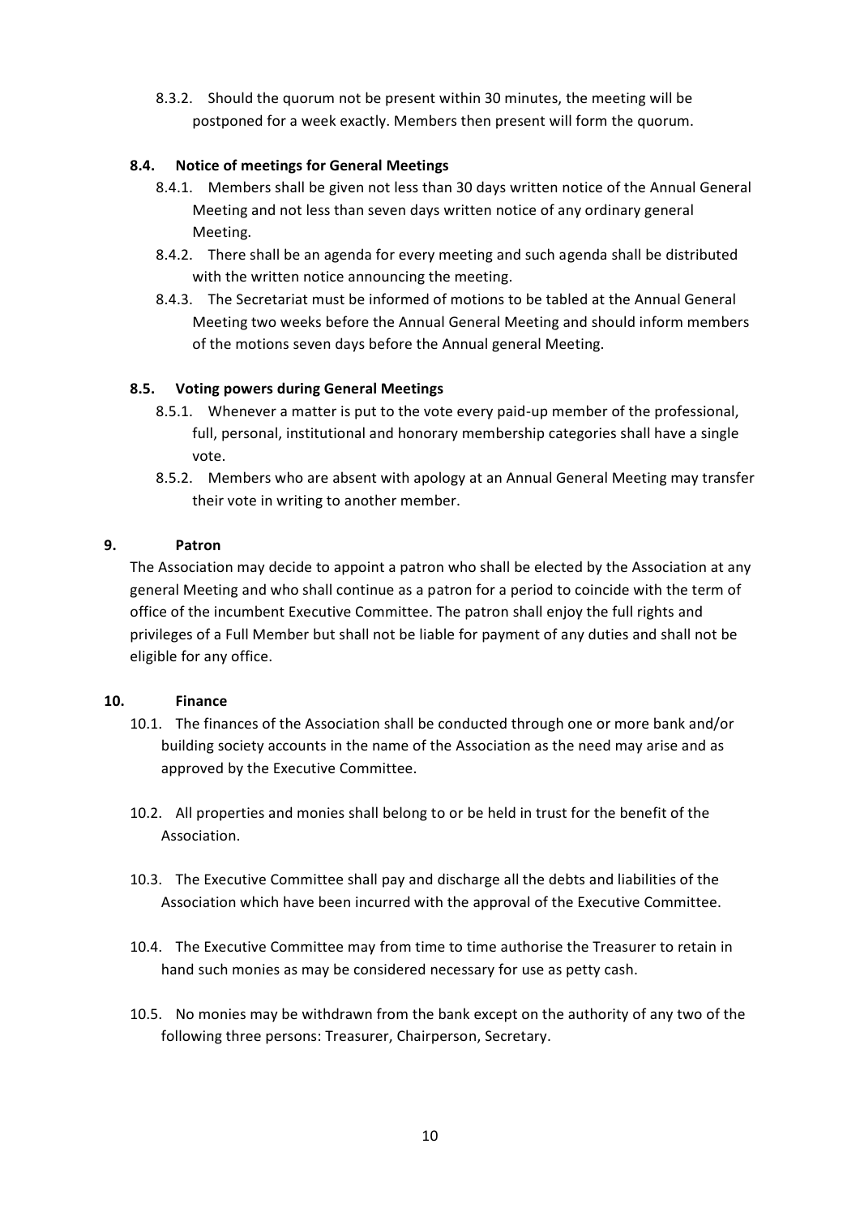8.3.2. Should the quorum not be present within 30 minutes, the meeting will be postponed for a week exactly. Members then present will form the quorum.

### 8.4. Notice of meetings for General Meetings

8.4.1. Members shall be given not less than 30 days written notice of the Annual General Meeting and not less than seven days written notice of any ordinary general Meeting.

8.4.2. There shall be an agenda for every meeting and such agenda shall be distributed with the written notice announcing the meeting.

8.4.3. The Secretariat must be informed of motions to be tabled at the Annual General Meeting two weeks before the Annual General Meeting and should inform members of the motions seven days before the Annual general Meeting.

### 8.5. Voting powers during General Meetings

8.5.1. Whenever a matter is put to the vote every paid-up member of the professional, full, personal, institutional and honorary membership categories shall have a single vote.

8.5.2. Members who are absent with apology at an Annual General Meeting may transfer their vote in writing to another member.

## 9. Patron

The Association may decide to appoint a patron who shall be elected by the Association at any general Meeting and who shall continue as a patron for a period to coincide with the term of office of the incumbent Executive Committee. The patron shall enjoy the full rights and privileges of a Full Member but shall not be liable for payment of any duties and shall not be eligible for any office.

## 10. Finance

10.1. The finances of the Association shall be conducted through one or more bank and/or building society accounts in the name of the Association as the need may arise and as approved by the Executive Committee.

10.2. All properties and monies shall belong to or be held in trust for the benefit of the Association.

10.3. The Executive Committee shall pay and discharge all the debts and liabilities of the Association which have been incurred with the approval of the Executive Committee.

10.4. The Executive Committee may from time to time authorise the Treasurer to retain in hand such monies as may be considered necessary for use as petty cash.

10.5. No monies may be withdrawn from the bank except on the authority of any two of the following three persons: Treasurer, Chairperson, Secretary.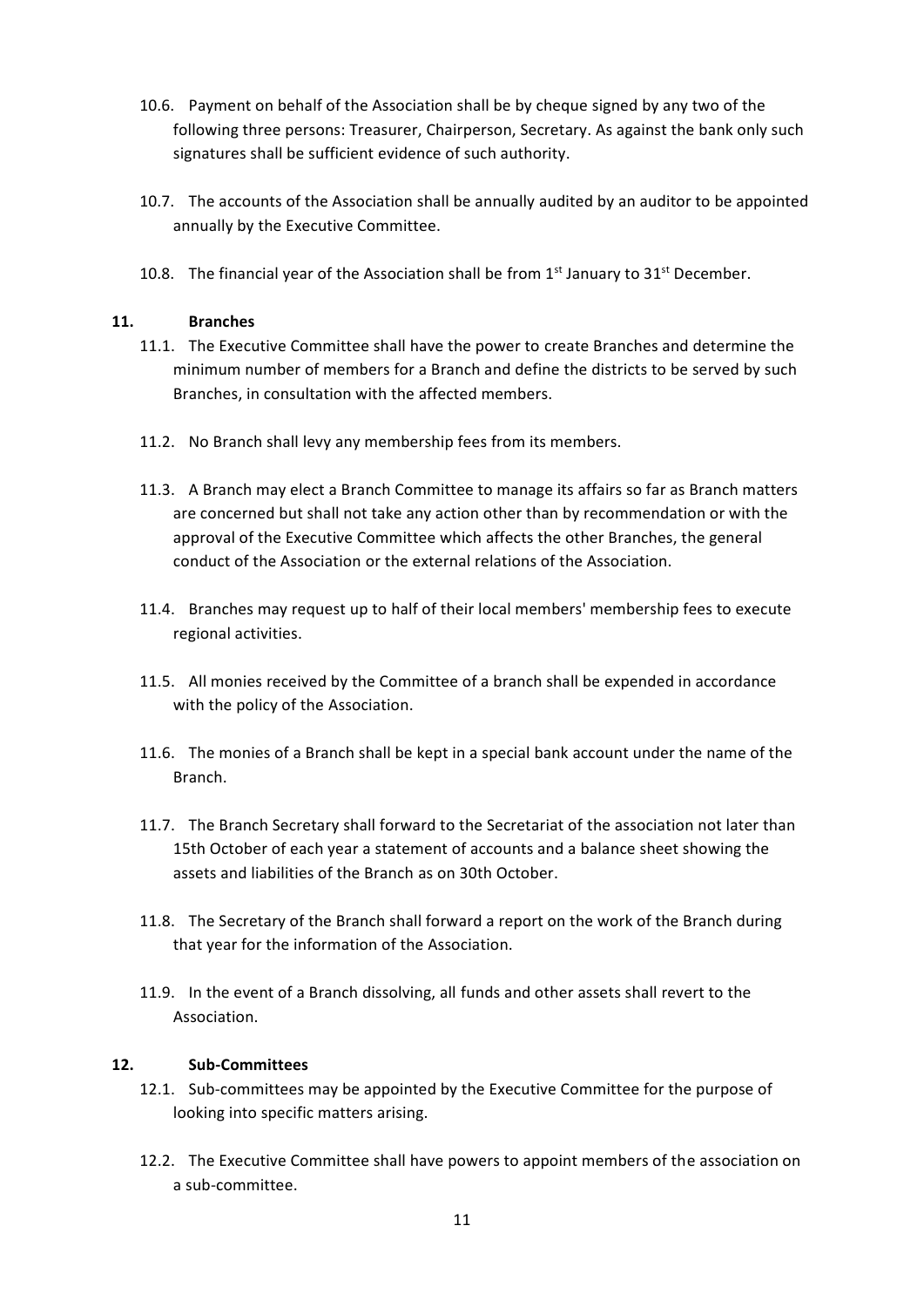10.6. Payment on behalf of the Association shall be by cheque signed by any two of the following three persons: Treasurer, Chairperson, Secretary. As against the bank only such signatures shall be sufficient evidence of such authority.

10.7. The accounts of the Association shall be annually audited by an auditor to be appointed annually by the Executive Committee.

10.8. The financial year of the Association shall be from 1st January to 31st December.

## 11. Branches

11.1. The Executive Committee shall have the power to create Branches and determine the minimum number of members for a Branch and define the districts to be served by such Branches, in consultation with the affected members.

11.2. No Branch shall levy any membership fees from its members.

11.3. A Branch may elect a Branch Committee to manage its affairs so far as Branch matters are concerned but shall not take any action other than by recommendation or with the approval of the Executive Committee which affects the other Branches, the general conduct of the Association or the external relations of the Association.

11.4. Branches may request up to half of their local members' membership fees to execute regional activities.

11.5. All monies received by the Committee of a branch shall be expended in accordance with the policy of the Association.

11.6. The monies of a Branch shall be kept in a special bank account under the name of the Branch.

11.7. The Branch Secretary shall forward to the Secretariat of the association not later than 15th October of each year a statement of accounts and a balance sheet showing the assets and liabilities of the Branch as on 30th October.

11.8. The Secretary of the Branch shall forward a report on the work of the Branch during that year for the information of the Association.

11.9. In the event of a Branch dissolving, all funds and other assets shall revert to the Association.

## 12. Sub-Committees

12.1. Sub-committees may be appointed by the Executive Committee for the purpose of looking into specific matters arising.

12.2. The Executive Committee shall have powers to appoint members of the association on a sub-committee.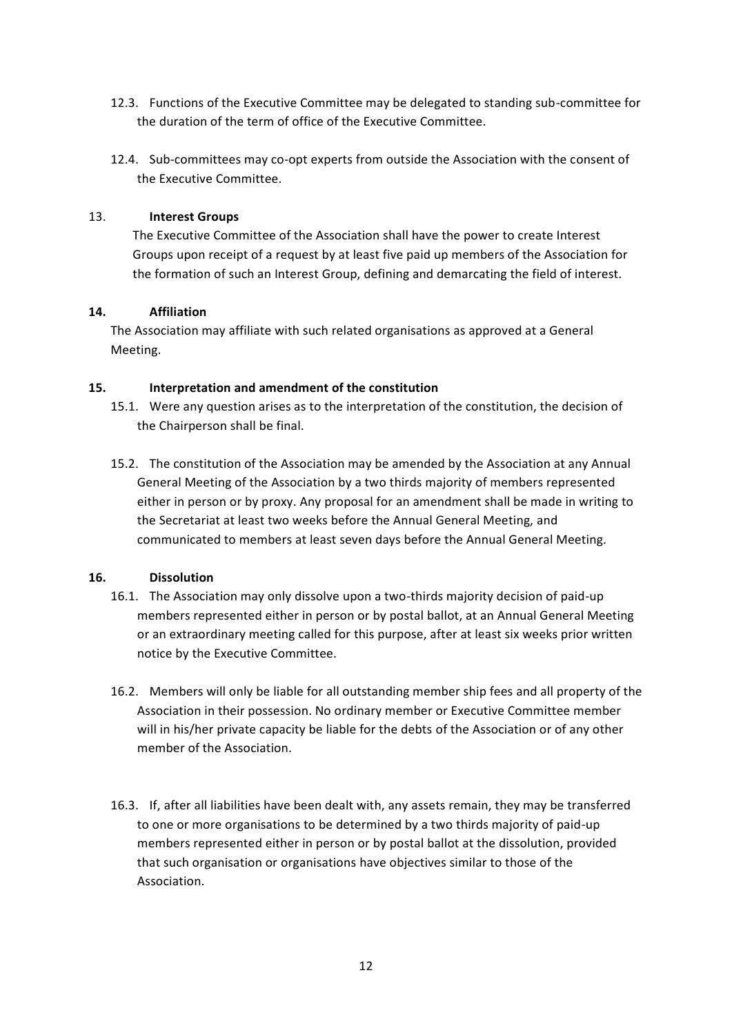12.3. Functions of the Executive Committee may be delegated to standing sub-committee for the duration of the term of office of the Executive Committee.

12.4. Sub-committees may co-opt experts from outside the Association with the consent of the Executive Committee.

## 13. **Interest Groups**

The Executive Committee of the Association shall have the power to create Interest Groups upon receipt of a request by at least five paid up members of the Association for the formation of such an Interest Group, defining and demarcating the field of interest.

## **14. Affiliation**

The Association may affiliate with such related organisations as approved at a General Meeting.

## **15. Interpretation and amendment of the constitution**

15.1. Were any question arises as to the interpretation of the constitution, the decision of the Chairperson shall be final.

15.2. The constitution of the Association may be amended by the Association at any Annual General Meeting of the Association by a two thirds majority of members represented either in person or by proxy. Any proposal for an amendment shall be made in writing to the Secretariat at least two weeks before the Annual General Meeting, and communicated to members at least seven days before the Annual General Meeting.

## **16. Dissolution**

16.1. The Association may only dissolve upon a two-thirds majority decision of paid-up members represented either in person or by postal ballot, at an Annual General Meeting or an extraordinary meeting called for this purpose, after at least six weeks prior written notice by the Executive Committee.

16.2. Members will only be liable for all outstanding member ship fees and all property of the Association in their possession. No ordinary member or Executive Committee member will in his/her private capacity be liable for the debts of the Association or of any other member of the Association.

16.3. If, after all liabilities have been dealt with, any assets remain, they may be transferred to one or more organisations to be determined by a two thirds majority of paid-up members represented either in person or by postal ballot at the dissolution, provided that such organisation or organisations have objectives similar to those of the Association.